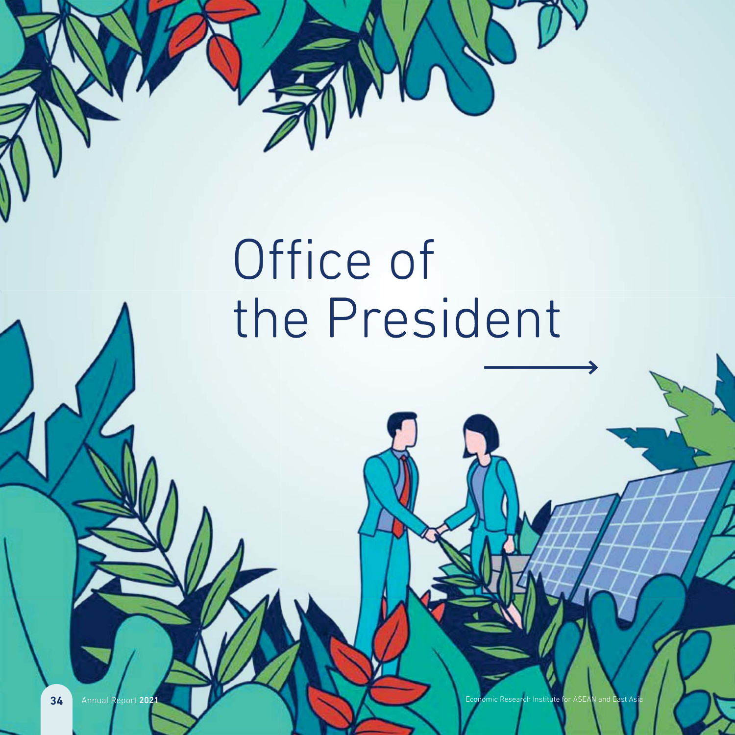# Office of the President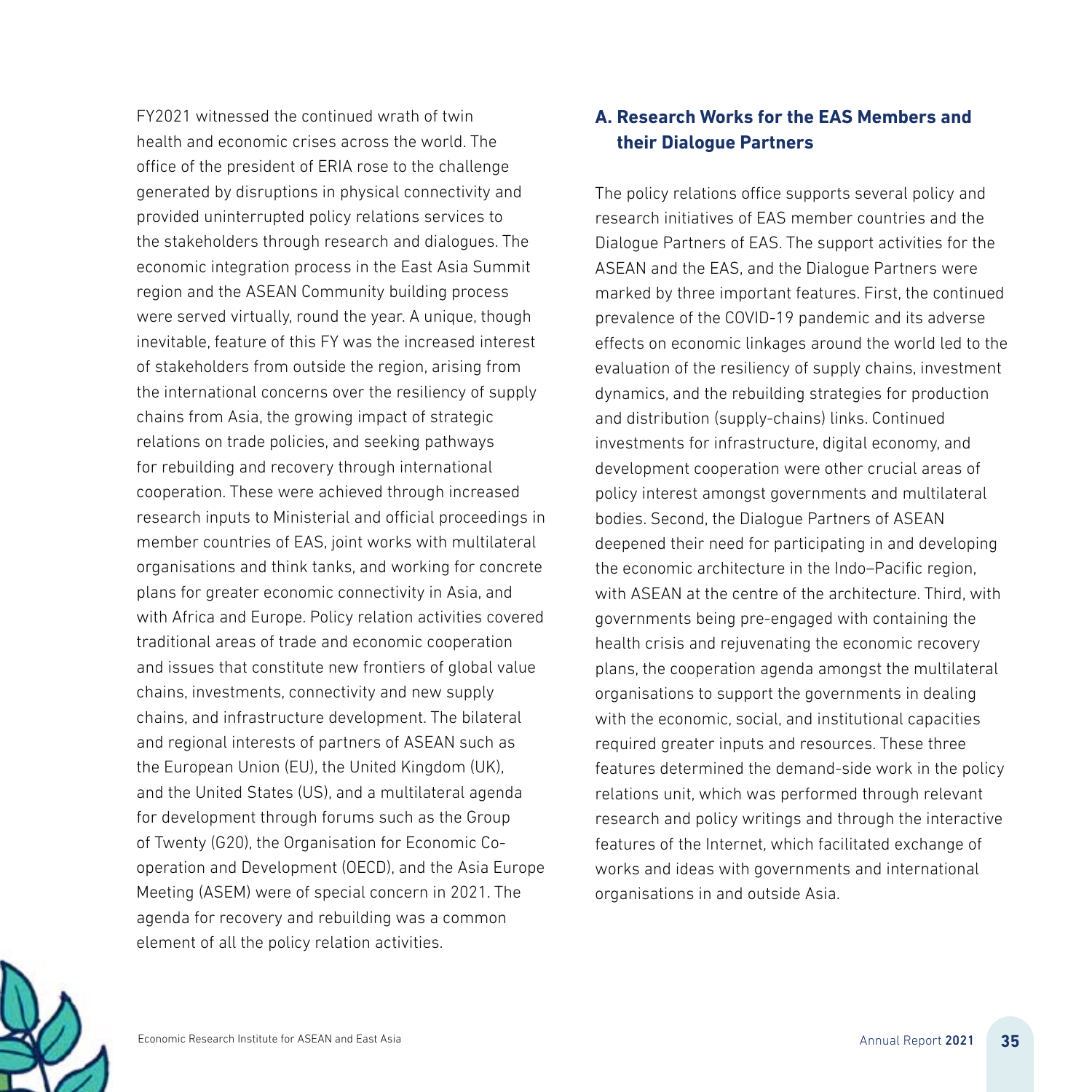FY2021 witnessed the continued wrath of twin health and economic crises across the world. The office of the president of ERIA rose to the challenge generated by disruptions in physical connectivity and provided uninterrupted policy relations services to the stakeholders through research and dialogues. The economic integration process in the East Asia Summit region and the ASEAN Community building process were served virtually, round the year. A unique, though inevitable, feature of this FY was the increased interest of stakeholders from outside the region, arising from the international concerns over the resiliency of supply chains from Asia, the growing impact of strategic relations on trade policies, and seeking pathways for rebuilding and recovery through international cooperation. These were achieved through increased research inputs to Ministerial and official proceedings in member countries of EAS, joint works with multilateral organisations and think tanks, and working for concrete plans for greater economic connectivity in Asia, and with Africa and Europe. Policy relation activities covered traditional areas of trade and economic cooperation and issues that constitute new frontiers of global value chains, investments, connectivity and new supply chains, and infrastructure development. The bilateral and regional interests of partners of ASEAN such as the European Union (EU), the United Kingdom (UK), and the United States (US), and a multilateral agenda for development through forums such as the Group of Twenty (G20), the Organisation for Economic Co-operation and Development (OECD), and the Asia Europe Meeting (ASEM) were of special concern in 2021. The agenda for recovery and rebuilding was a common element of all the policy relation activities.

## A. Research Works for the EAS Members and their Dialogue Partners

The policy relations office supports several policy and research initiatives of EAS member countries and the Dialogue Partners of EAS. The support activities for the ASEAN and the EAS, and the Dialogue Partners were marked by three important features. First, the continued prevalence of the COVID-19 pandemic and its adverse effects on economic linkages around the world led to the evaluation of the resiliency of supply chains, investment dynamics, and the rebuilding strategies for production and distribution (supply-chains) links. Continued investments for infrastructure, digital economy, and development cooperation were other crucial areas of policy interest amongst governments and multilateral bodies. Second, the Dialogue Partners of ASEAN deepened their need for participating in and developing the economic architecture in the Indo–Pacific region, with ASEAN at the centre of the architecture. Third, with governments being pre-engaged with containing the health crisis and rejuvenating the economic recovery plans, the cooperation agenda amongst the multilateral organisations to support the governments in dealing with the economic, social, and institutional capacities required greater inputs and resources. These three features determined the demand-side work in the policy relations unit, which was performed through relevant research and policy writings and through the interactive features of the Internet, which facilitated exchange of works and ideas with governments and international organisations in and outside Asia.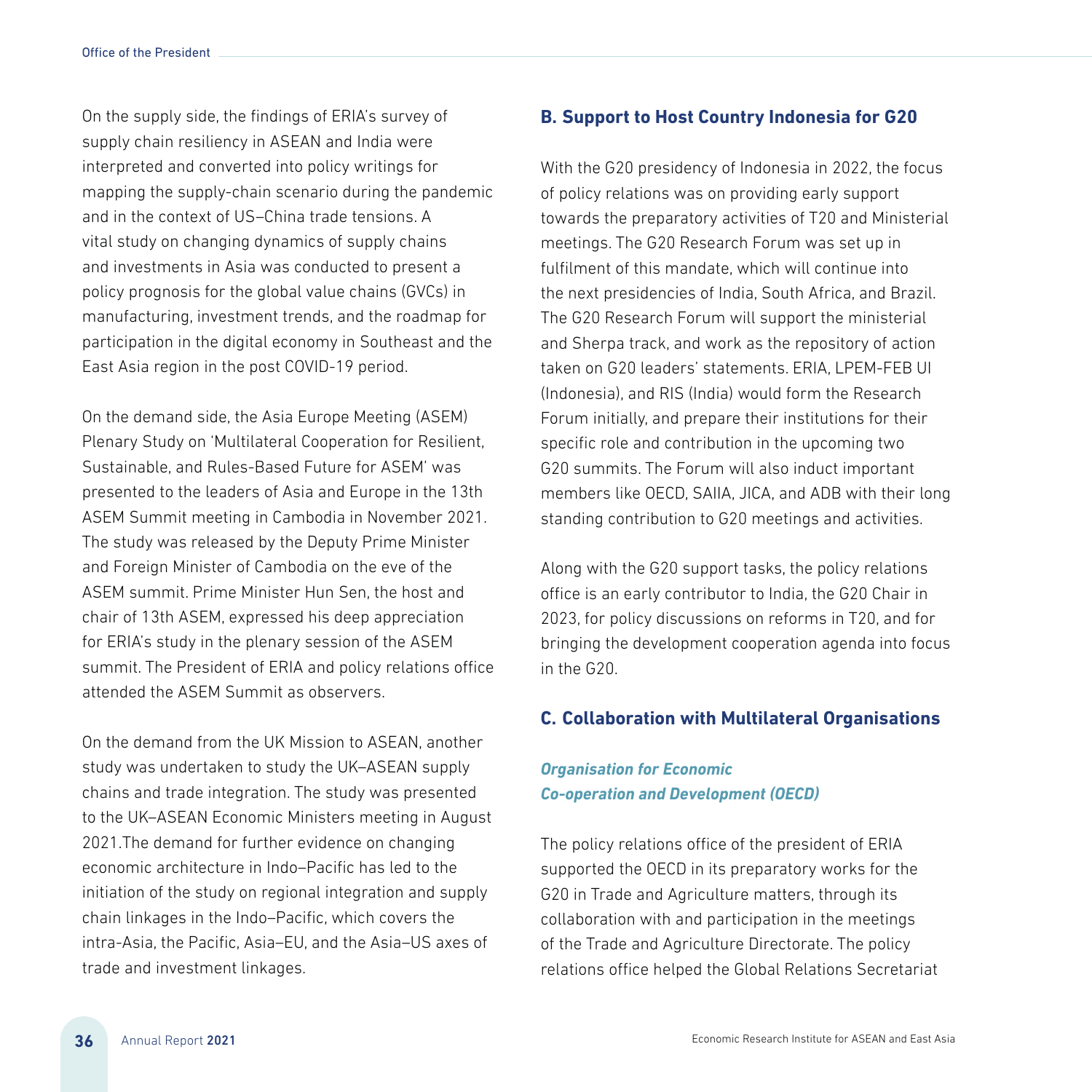On the supply side, the findings of ERIA's survey of supply chain resiliency in ASEAN and India were interpreted and converted into policy writings for mapping the supply-chain scenario during the pandemic and in the context of US–China trade tensions. A vital study on changing dynamics of supply chains and investments in Asia was conducted to present a policy prognosis for the global value chains (GVCs) in manufacturing, investment trends, and the roadmap for participation in the digital economy in Southeast and the East Asia region in the post COVID-19 period.

On the demand side, the Asia Europe Meeting (ASEM) Plenary Study on 'Multilateral Cooperation for Resilient, Sustainable, and Rules-Based Future for ASEM' was presented to the leaders of Asia and Europe in the 13th ASEM Summit meeting in Cambodia in November 2021. The study was released by the Deputy Prime Minister and Foreign Minister of Cambodia on the eve of the ASEM summit. Prime Minister Hun Sen, the host and chair of 13th ASEM, expressed his deep appreciation for ERIA's study in the plenary session of the ASEM summit. The President of ERIA and policy relations office attended the ASEM Summit as observers.

On the demand from the UK Mission to ASEAN, another study was undertaken to study the UK–ASEAN supply chains and trade integration. The study was presented to the UK–ASEAN Economic Ministers meeting in August 2021.The demand for further evidence on changing economic architecture in Indo–Pacific has led to the initiation of the study on regional integration and supply chain linkages in the Indo–Pacific, which covers the intra-Asia, the Pacific, Asia–EU, and the Asia–US axes of trade and investment linkages.

## B. Support to Host Country Indonesia for G20

With the G20 presidency of Indonesia in 2022, the focus of policy relations was on providing early support towards the preparatory activities of T20 and Ministerial meetings. The G20 Research Forum was set up in fulfilment of this mandate, which will continue into the next presidencies of India, South Africa, and Brazil. The G20 Research Forum will support the ministerial and Sherpa track, and work as the repository of action taken on G20 leaders' statements. ERIA, LPEM-FEB UI (Indonesia), and RIS (India) would form the Research Forum initially, and prepare their institutions for their specific role and contribution in the upcoming two G20 summits. The Forum will also induct important members like OECD, SAIIA, JICA, and ADB with their long standing contribution to G20 meetings and activities.

Along with the G20 support tasks, the policy relations office is an early contributor to India, the G20 Chair in 2023, for policy discussions on reforms in T20, and for bringing the development cooperation agenda into focus in the G20.

## C. Collaboration with Multilateral Organisations

### *Organisation for Economic Co-operation and Development (OECD)*

The policy relations office of the president of ERIA supported the OECD in its preparatory works for the G20 in Trade and Agriculture matters, through its collaboration with and participation in the meetings of the Trade and Agriculture Directorate. The policy relations office helped the Global Relations Secretariat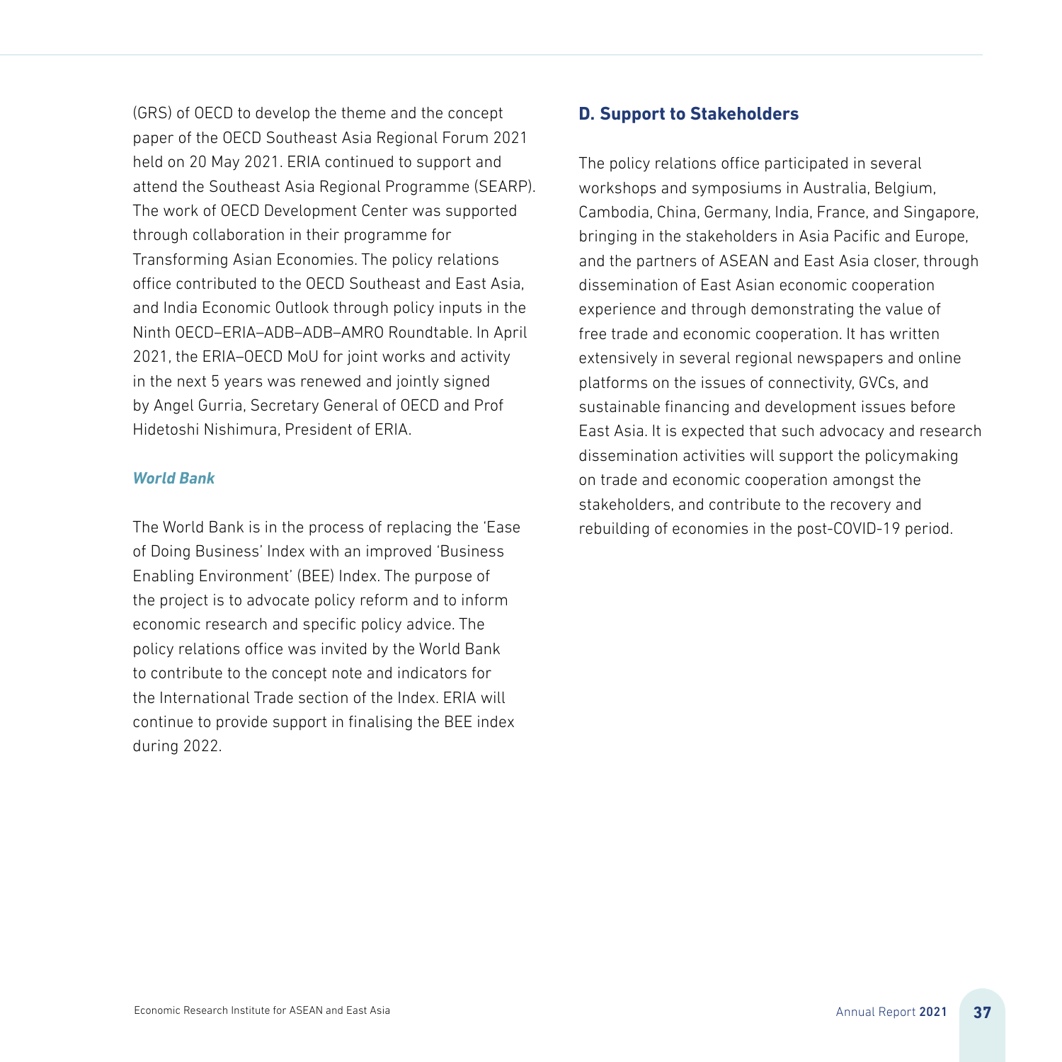(GRS) of OECD to develop the theme and the concept paper of the OECD Southeast Asia Regional Forum 2021 held on 20 May 2021. ERIA continued to support and attend the Southeast Asia Regional Programme (SEARP). The work of OECD Development Center was supported through collaboration in their programme for Transforming Asian Economies. The policy relations office contributed to the OECD Southeast and East Asia, and India Economic Outlook through policy inputs in the Ninth OECD–ERIA–ADB–ADB–AMRO Roundtable. In April 2021, the ERIA–OECD MoU for joint works and activity in the next 5 years was renewed and jointly signed by Angel Gurria, Secretary General of OECD and Prof Hidetoshi Nishimura, President of ERIA.

***World Bank***

The World Bank is in the process of replacing the 'Ease of Doing Business' Index with an improved 'Business Enabling Environment' (BEE) Index. The purpose of the project is to advocate policy reform and to inform economic research and specific policy advice. The policy relations office was invited by the World Bank to contribute to the concept note and indicators for the International Trade section of the Index. ERIA will continue to provide support in finalising the BEE index during 2022.

## D. Support to Stakeholders

The policy relations office participated in several workshops and symposiums in Australia, Belgium, Cambodia, China, Germany, India, France, and Singapore, bringing in the stakeholders in Asia Pacific and Europe, and the partners of ASEAN and East Asia closer, through dissemination of East Asian economic cooperation experience and through demonstrating the value of free trade and economic cooperation. It has written extensively in several regional newspapers and online platforms on the issues of connectivity, GVCs, and sustainable financing and development issues before East Asia. It is expected that such advocacy and research dissemination activities will support the policymaking on trade and economic cooperation amongst the stakeholders, and contribute to the recovery and rebuilding of economies in the post-COVID-19 period.